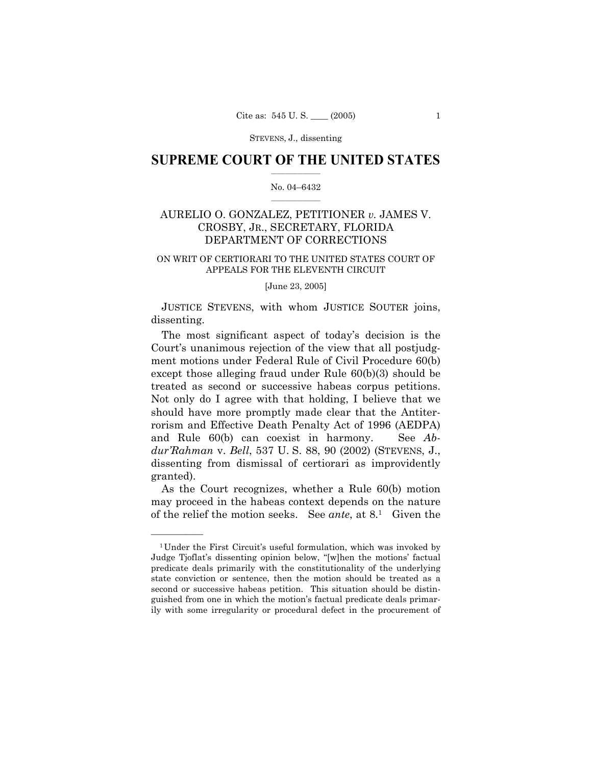# SUPREME COURT OF THE UNITED STATES

No. 04–6432

AURELIO O. GONZALEZ, PETITIONER *v.* JAMES V. CROSBY, JR., SECRETARY, FLORIDA DEPARTMENT OF CORRECTIONS

ON WRIT OF CERTIORARI TO THE UNITED STATES COURT OF APPEALS FOR THE ELEVENTH CIRCUIT

[June 23, 2005]

JUSTICE STEVENS, with whom JUSTICE SOUTER joins, dissenting.

The most significant aspect of today's decision is the Court's unanimous rejection of the view that all postjudgment motions under Federal Rule of Civil Procedure 60(b) except those alleging fraud under Rule 60(b)(3) should be treated as second or successive habeas corpus petitions. Not only do I agree with that holding, I believe that we should have more promptly made clear that the Antiterrorism and Effective Death Penalty Act of 1996 (AEDPA) and Rule 60(b) can coexist in harmony. See *Abdur'Rahman* v. *Bell*, 537 U. S. 88, 90 (2002) (STEVENS, J., dissenting from dismissal of certiorari as improvidently granted).

As the Court recognizes, whether a Rule 60(b) motion may proceed in the habeas context depends on the nature of the relief the motion seeks. See *ante*, at 8.[1] Given the

[1] Under the First Circuit's useful formulation, which was invoked by Judge Tjoflat's dissenting opinion below, "[w]hen the motions' factual predicate deals primarily with the constitutionality of the underlying state conviction or sentence, then the motion should be treated as a second or successive habeas petition. This situation should be distinguished from one in which the motion's factual predicate deals primarily with some irregularity or procedural defect in the procurement of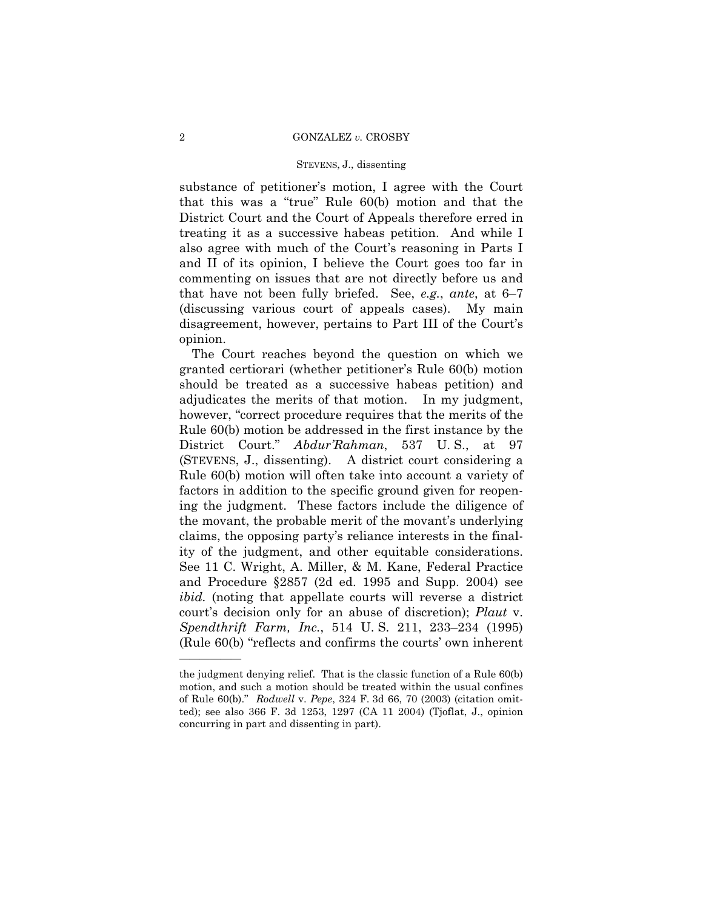substance of petitioner's motion, I agree with the Court that this was a "true" Rule 60(b) motion and that the District Court and the Court of Appeals therefore erred in treating it as a successive habeas petition. And while I also agree with much of the Court's reasoning in Parts I and II of its opinion, I believe the Court goes too far in commenting on issues that are not directly before us and that have not been fully briefed. See, *e.g.*, *ante*, at 6–7 (discussing various court of appeals cases). My main disagreement, however, pertains to Part III of the Court's opinion.

The Court reaches beyond the question on which we granted certiorari (whether petitioner's Rule 60(b) motion should be treated as a successive habeas petition) and adjudicates the merits of that motion. In my judgment, however, "correct procedure requires that the merits of the Rule 60(b) motion be addressed in the first instance by the District Court." *Abdur'Rahman*, 537 U. S., at 97 (STEVENS, J., dissenting). A district court considering a Rule 60(b) motion will often take into account a variety of factors in addition to the specific ground given for reopening the judgment. These factors include the diligence of the movant, the probable merit of the movant's underlying claims, the opposing party's reliance interests in the finality of the judgment, and other equitable considerations. See 11 C. Wright, A. Miller, & M. Kane, Federal Practice and Procedure §2857 (2d ed. 1995 and Supp. 2004) see *ibid.* (noting that appellate courts will reverse a district court's decision only for an abuse of discretion); *Plaut* v. *Spendthrift Farm, Inc.*, 514 U. S. 211, 233–234 (1995) (Rule 60(b) "reflects and confirms the courts' own inherent

---

the judgment denying relief. That is the classic function of a Rule 60(b) motion, and such a motion should be treated within the usual confines of Rule 60(b)." *Rodwell* v. *Pepe*, 324 F. 3d 66, 70 (2003) (citation omitted); see also 366 F. 3d 1253, 1297 (CA 11 2004) (Tjoflat, J., opinion concurring in part and dissenting in part).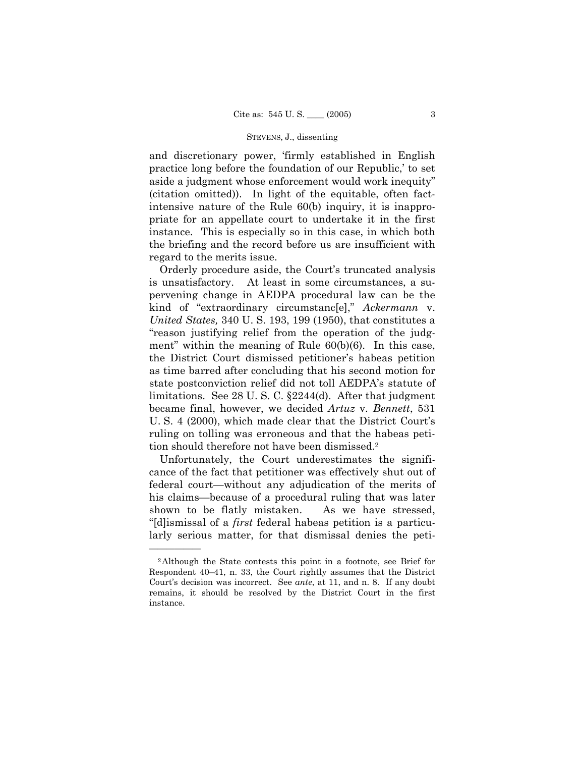and discretionary power, 'firmly established in English practice long before the foundation of our Republic,' to set aside a judgment whose enforcement would work inequity" (citation omitted)). In light of the equitable, often fact-intensive nature of the Rule 60(b) inquiry, it is inappropriate for an appellate court to undertake it in the first instance. This is especially so in this case, in which both the briefing and the record before us are insufficient with regard to the merits issue.

Orderly procedure aside, the Court's truncated analysis is unsatisfactory. At least in some circumstances, a supervening change in AEDPA procedural law can be the kind of "extraordinary circumstanc[e]," *Ackermann* v. *United States,* 340 U. S. 193, 199 (1950), that constitutes a "reason justifying relief from the operation of the judgment" within the meaning of Rule 60(b)(6). In this case, the District Court dismissed petitioner's habeas petition as time barred after concluding that his second motion for state postconviction relief did not toll AEDPA's statute of limitations. See 28 U. S. C. §2244(d). After that judgment became final, however, we decided *Artuz* v. *Bennett*, 531 U. S. 4 (2000), which made clear that the District Court's ruling on tolling was erroneous and that the habeas petition should therefore not have been dismissed.[2]

Unfortunately, the Court underestimates the significance of the fact that petitioner was effectively shut out of federal court—without any adjudication of the merits of his claims—because of a procedural ruling that was later shown to be flatly mistaken. As we have stressed, "[d]ismissal of a *first* federal habeas petition is a particularly serious matter, for that dismissal denies the peti-

---

[2] Although the State contests this point in a footnote, see Brief for Respondent 40–41, n. 33, the Court rightly assumes that the District Court's decision was incorrect. See *ante*, at 11, and n. 8. If any doubt remains, it should be resolved by the District Court in the first instance.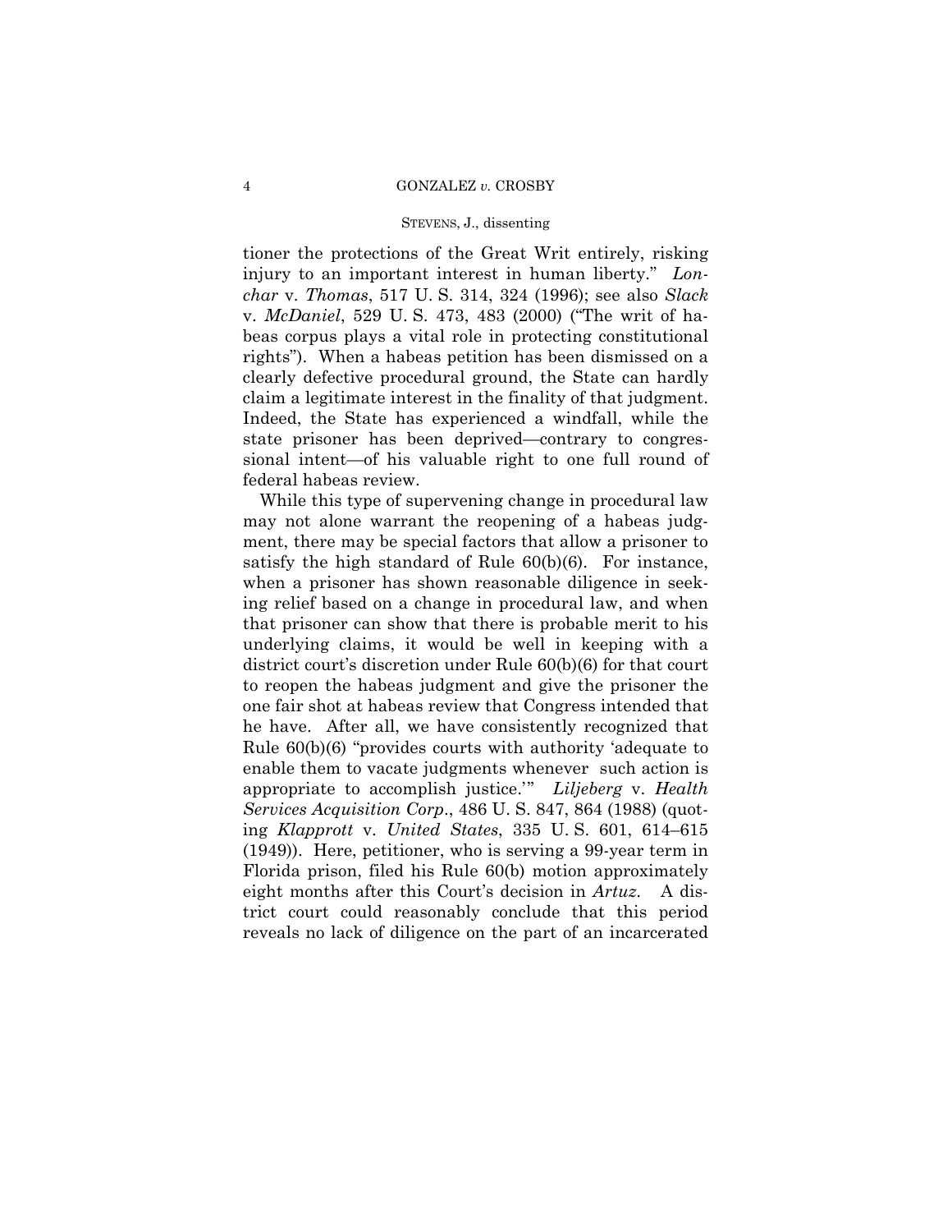tioner the protections of the Great Writ entirely, risking injury to an important interest in human liberty." *Lonchar* v. *Thomas*, 517 U. S. 314, 324 (1996); see also *Slack* v. *McDaniel*, 529 U. S. 473, 483 (2000) ("The writ of habeas corpus plays a vital role in protecting constitutional rights"). When a habeas petition has been dismissed on a clearly defective procedural ground, the State can hardly claim a legitimate interest in the finality of that judgment. Indeed, the State has experienced a windfall, while the state prisoner has been deprived—contrary to congressional intent—of his valuable right to one full round of federal habeas review.

While this type of supervening change in procedural law may not alone warrant the reopening of a habeas judgment, there may be special factors that allow a prisoner to satisfy the high standard of Rule 60(b)(6). For instance, when a prisoner has shown reasonable diligence in seeking relief based on a change in procedural law, and when that prisoner can show that there is probable merit to his underlying claims, it would be well in keeping with a district court's discretion under Rule 60(b)(6) for that court to reopen the habeas judgment and give the prisoner the one fair shot at habeas review that Congress intended that he have. After all, we have consistently recognized that Rule 60(b)(6) "provides courts with authority 'adequate to enable them to vacate judgments whenever such action is appropriate to accomplish justice.'" *Liljeberg* v. *Health Services Acquisition Corp*., 486 U. S. 847, 864 (1988) (quoting *Klapprott* v. *United States*, 335 U. S. 601, 614–615 (1949)). Here, petitioner, who is serving a 99-year term in Florida prison, filed his Rule 60(b) motion approximately eight months after this Court's decision in *Artuz*. A district court could reasonably conclude that this period reveals no lack of diligence on the part of an incarcerated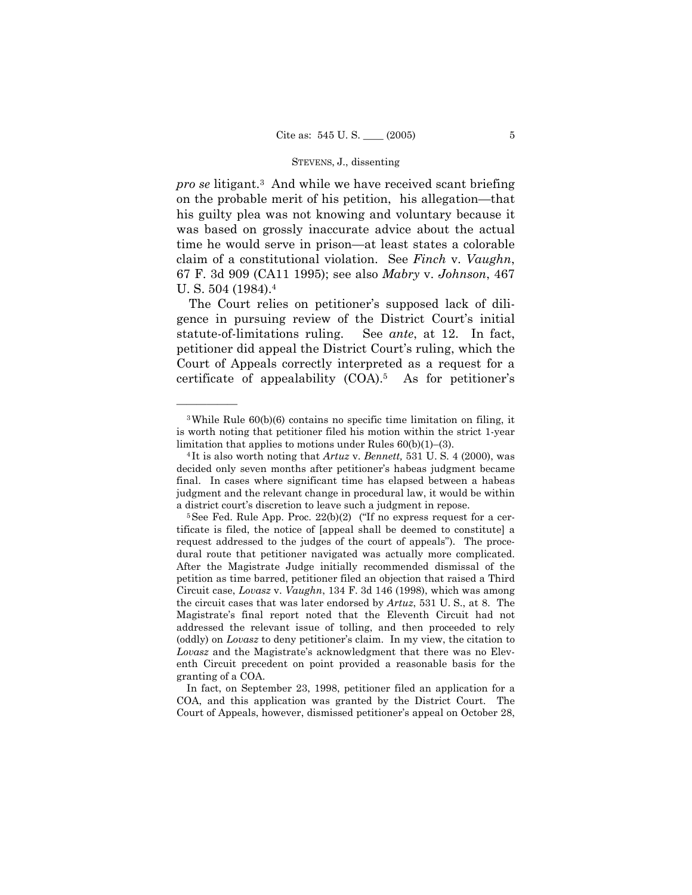*pro se* litigant.[3] And while we have received scant briefing on the probable merit of his petition, his allegation—that his guilty plea was not knowing and voluntary because it was based on grossly inaccurate advice about the actual time he would serve in prison—at least states a colorable claim of a constitutional violation. See *Finch* v. *Vaughn*, 67 F. 3d 909 (CA11 1995); see also *Mabry* v. *Johnson*, 467 U. S. 504 (1984).[4]

The Court relies on petitioner's supposed lack of diligence in pursuing review of the District Court's initial statute-of-limitations ruling. See *ante*, at 12. In fact, petitioner did appeal the District Court's ruling, which the Court of Appeals correctly interpreted as a request for a certificate of appealability (COA).[5] As for petitioner's

---

[3] While Rule 60(b)(6) contains no specific time limitation on filing, it is worth noting that petitioner filed his motion within the strict 1-year limitation that applies to motions under Rules 60(b)(1)–(3).

[4] It is also worth noting that *Artuz* v. *Bennett,* 531 U. S. 4 (2000), was decided only seven months after petitioner's habeas judgment became final. In cases where significant time has elapsed between a habeas judgment and the relevant change in procedural law, it would be within a district court's discretion to leave such a judgment in repose.

[5] See Fed. Rule App. Proc. 22(b)(2) ("If no express request for a certificate is filed, the notice of [appeal shall be deemed to constitute] a request addressed to the judges of the court of appeals"). The procedural route that petitioner navigated was actually more complicated. After the Magistrate Judge initially recommended dismissal of the petition as time barred, petitioner filed an objection that raised a Third Circuit case, *Lovasz* v. *Vaughn*, 134 F. 3d 146 (1998), which was among the circuit cases that was later endorsed by *Artuz*, 531 U. S., at 8. The Magistrate's final report noted that the Eleventh Circuit had not addressed the relevant issue of tolling, and then proceeded to rely (oddly) on *Lovasz* to deny petitioner's claim. In my view, the citation to *Lovasz* and the Magistrate's acknowledgment that there was no Eleventh Circuit precedent on point provided a reasonable basis for the granting of a COA.

In fact, on September 23, 1998, petitioner filed an application for a COA, and this application was granted by the District Court. The Court of Appeals, however, dismissed petitioner's appeal on October 28,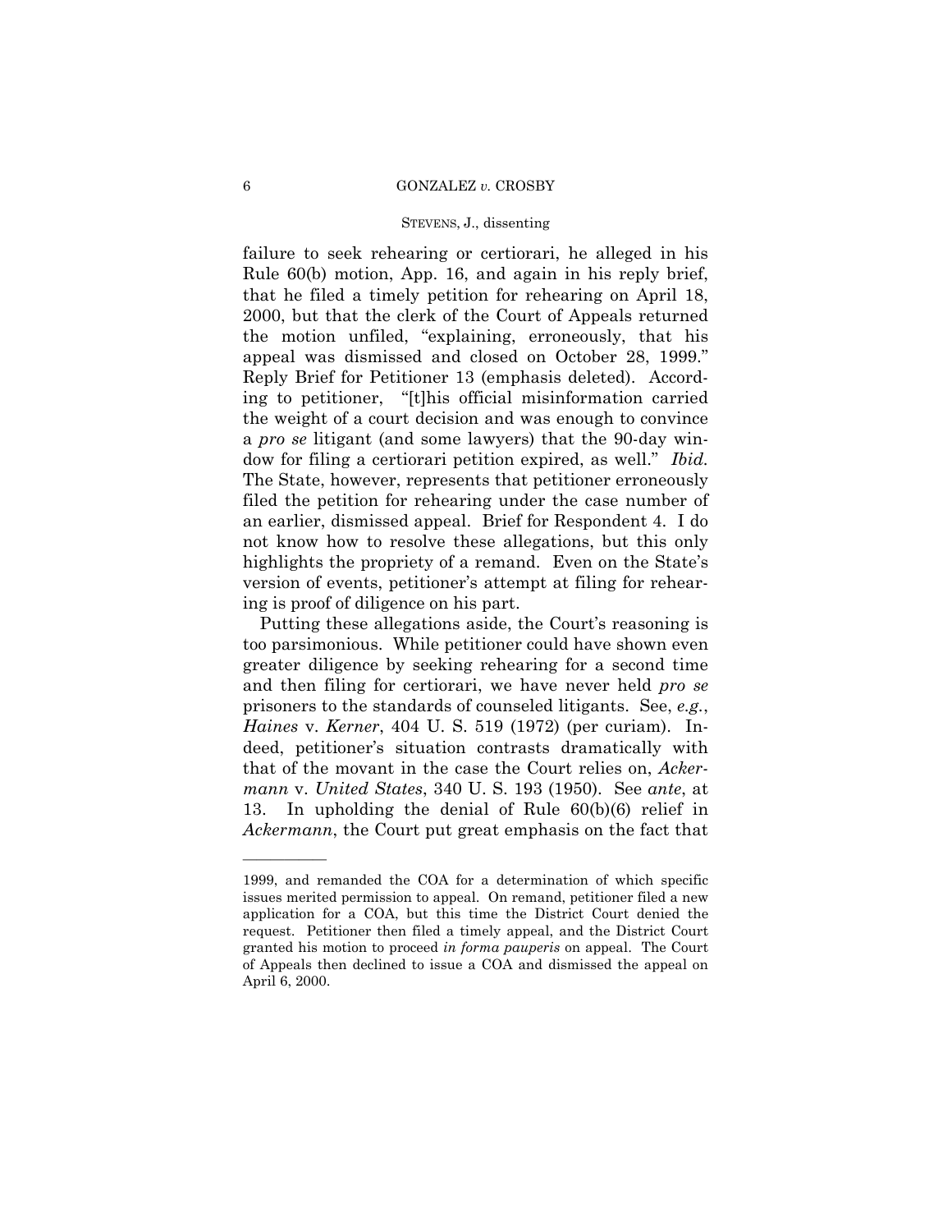failure to seek rehearing or certiorari, he alleged in his Rule 60(b) motion, App. 16, and again in his reply brief, that he filed a timely petition for rehearing on April 18, 2000, but that the clerk of the Court of Appeals returned the motion unfiled, "explaining, erroneously, that his appeal was dismissed and closed on October 28, 1999." Reply Brief for Petitioner 13 (emphasis deleted). According to petitioner, "[t]his official misinformation carried the weight of a court decision and was enough to convince a *pro se* litigant (and some lawyers) that the 90-day window for filing a certiorari petition expired, as well." *Ibid.* The State, however, represents that petitioner erroneously filed the petition for rehearing under the case number of an earlier, dismissed appeal. Brief for Respondent 4. I do not know how to resolve these allegations, but this only highlights the propriety of a remand. Even on the State's version of events, petitioner's attempt at filing for rehearing is proof of diligence on his part.

Putting these allegations aside, the Court's reasoning is too parsimonious. While petitioner could have shown even greater diligence by seeking rehearing for a second time and then filing for certiorari, we have never held *pro se* prisoners to the standards of counseled litigants. See, *e.g.*, *Haines* v. *Kerner*, 404 U. S. 519 (1972) (per curiam). Indeed, petitioner's situation contrasts dramatically with that of the movant in the case the Court relies on, *Ackermann* v. *United States*, 340 U. S. 193 (1950). See *ante*, at 13. In upholding the denial of Rule 60(b)(6) relief in *Ackermann*, the Court put great emphasis on the fact that

---

1999, and remanded the COA for a determination of which specific issues merited permission to appeal. On remand, petitioner filed a new application for a COA, but this time the District Court denied the request. Petitioner then filed a timely appeal, and the District Court granted his motion to proceed *in forma pauperis* on appeal. The Court of Appeals then declined to issue a COA and dismissed the appeal on April 6, 2000.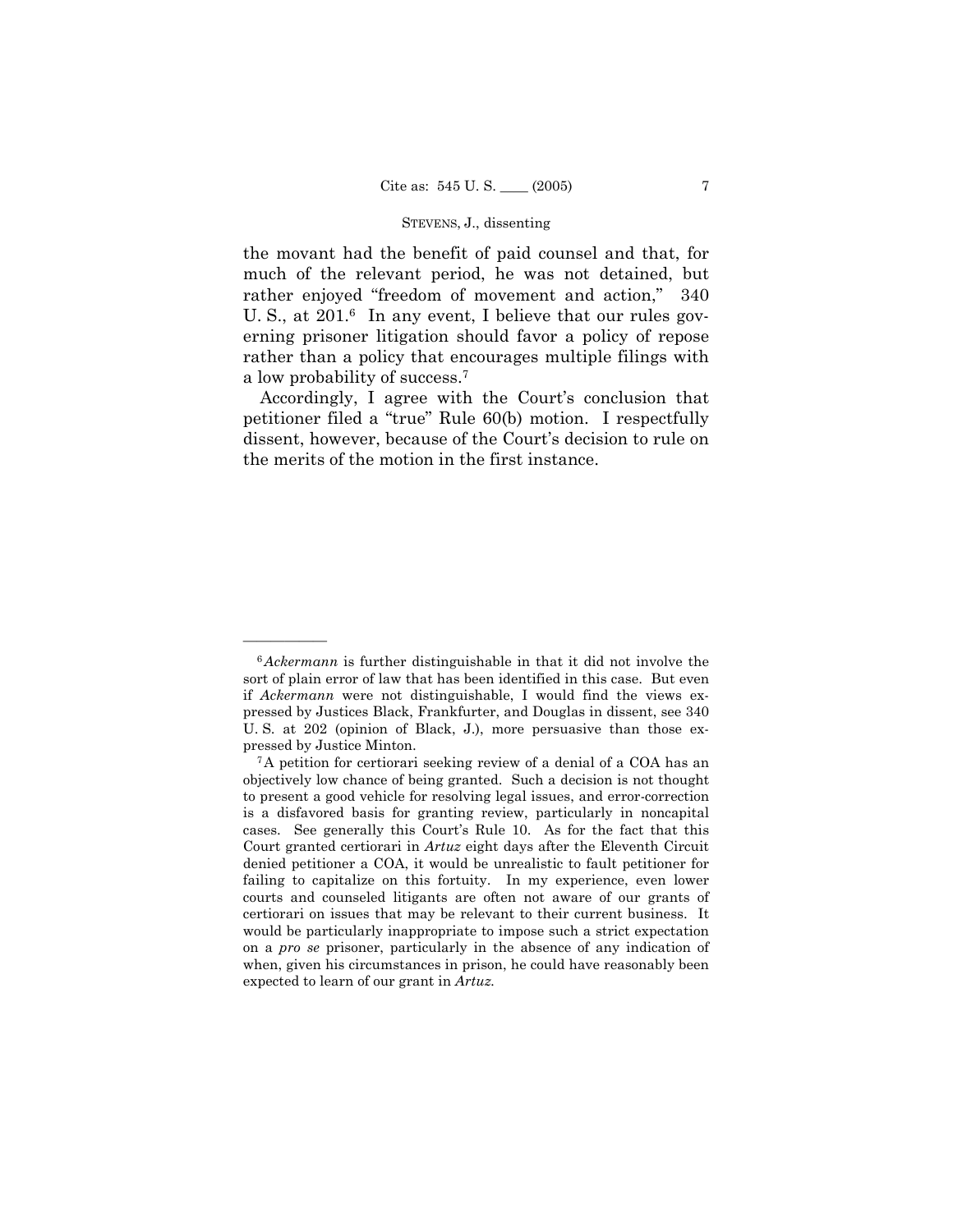the movant had the benefit of paid counsel and that, for much of the relevant period, he was not detained, but rather enjoyed "freedom of movement and action," 340 U. S., at 201.[6] In any event, I believe that our rules governing prisoner litigation should favor a policy of repose rather than a policy that encourages multiple filings with a low probability of success.[7]

Accordingly, I agree with the Court's conclusion that petitioner filed a "true" Rule 60(b) motion. I respectfully dissent, however, because of the Court's decision to rule on the merits of the motion in the first instance.

---

[6] *Ackermann* is further distinguishable in that it did not involve the sort of plain error of law that has been identified in this case. But even if *Ackermann* were not distinguishable, I would find the views expressed by Justices Black, Frankfurter, and Douglas in dissent, see 340 U. S. at 202 (opinion of Black, J.), more persuasive than those expressed by Justice Minton.

[7] A petition for certiorari seeking review of a denial of a COA has an objectively low chance of being granted. Such a decision is not thought to present a good vehicle for resolving legal issues, and error-correction is a disfavored basis for granting review, particularly in noncapital cases. See generally this Court's Rule 10. As for the fact that this Court granted certiorari in *Artuz* eight days after the Eleventh Circuit denied petitioner a COA, it would be unrealistic to fault petitioner for failing to capitalize on this fortuity. In my experience, even lower courts and counseled litigants are often not aware of our grants of certiorari on issues that may be relevant to their current business. It would be particularly inappropriate to impose such a strict expectation on a *pro se* prisoner, particularly in the absence of any indication of when, given his circumstances in prison, he could have reasonably been expected to learn of our grant in *Artuz.*